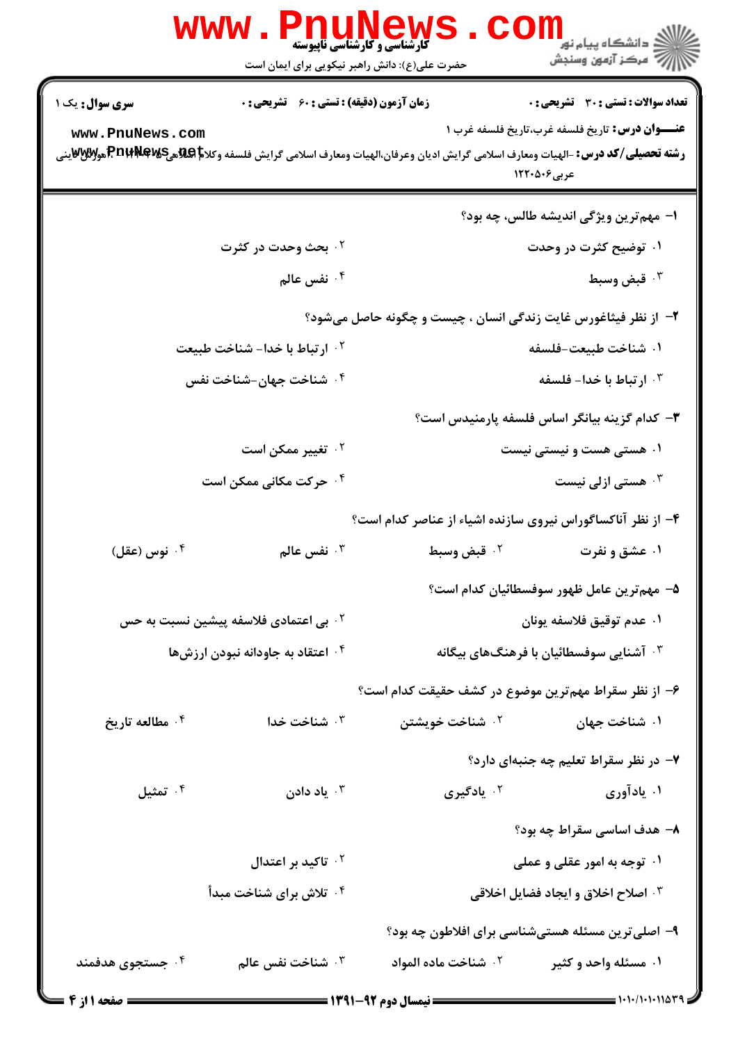**سری سوال:** یک ۱

**زمان آزمون (دقیقه) : تستی : ۶۰ تشریحی : ۰**

**تعداد سوالات : تستی : ۳۰ تشریحی : ۰**

**عنـــوان درس:** تاریخ فلسفه غرب،تاریخ فلسفه غرب ۱

**رشته تحصیلی/کد درس:** -الهیات ومعارف اسلامی گرایش ادیان وعرفان،الهیات ومعارف اسلامی گرایش فلسفه وکلام اسلامی، الهیات ومعارف اسلامی گرایش... عربی ۱۲۲۰۵۰۶

۱- مهم‌ترین ویژگی اندیشه طالس، چه بود؟

۱. توضیح کثرت در وحدت
۲. بحث وحدت در کثرت
۳. قبض وسبط
۴. نفس عالم

۲- از نظر فیثاغورس غایت زندگی انسان ، چیست و چگونه حاصل می‌شود؟

۱. شناخت طبیعت-فلسفه
۲. ارتباط با خدا- شناخت طبیعت
۳. ارتباط با خدا- فلسفه
۴. شناخت جهان-شناخت نفس

۳- کدام گزینه بیانگر اساس فلسفه پارمنیدس است؟

۱. هستی هست و نیستی نیست
۲. تغییر ممکن است
۳. هستی ازلی نیست
۴. حرکت مکانی ممکن است

۴- از نظر آناکساگوراس نیروی سازنده اشیاء از عناصر کدام است؟

۱. عشق و نفرت
۲. قبض وسبط
۳. نفس عالم
۴. نوس (عقل)

۵- مهم‌ترین عامل ظهور سوفسطائیان کدام است؟

۱. عدم توقیق فلاسفه یونان
۲. بی اعتمادی فلاسفه پیشین نسبت به حس
۳. آشنایی سوفسطائیان با فرهنگ‌های بیگانه
۴. اعتقاد به جاودانه نبودن ارزش‌ها

۶- از نظر سقراط مهم‌ترین موضوع در کشف حقیقت کدام است؟

۱. شناخت جهان
۲. شناخت خویشتن
۳. شناخت خدا
۴. مطالعه تاریخ

۷- در نظر سقراط تعلیم چه جنبه‌ای دارد؟

۱. یادآوری
۲. یادگیری
۳. یاد دادن
۴. تمثیل

۸- هدف اساسی سقراط چه بود؟

۱. توجه به امور عقلی و عملی
۲. تاکید بر اعتدال
۳. اصلاح اخلاق و ایجاد فضایل اخلاقی
۴. تلاش برای شناخت مبدأ

۹- اصلی‌ترین مسئله هستی‌شناسی برای افلاطون چه بود؟

۱. مسئله واحد و کثیر
۲. شناخت ماده المواد
۳. شناخت نفس عالم
۴. جستجوی هدفمند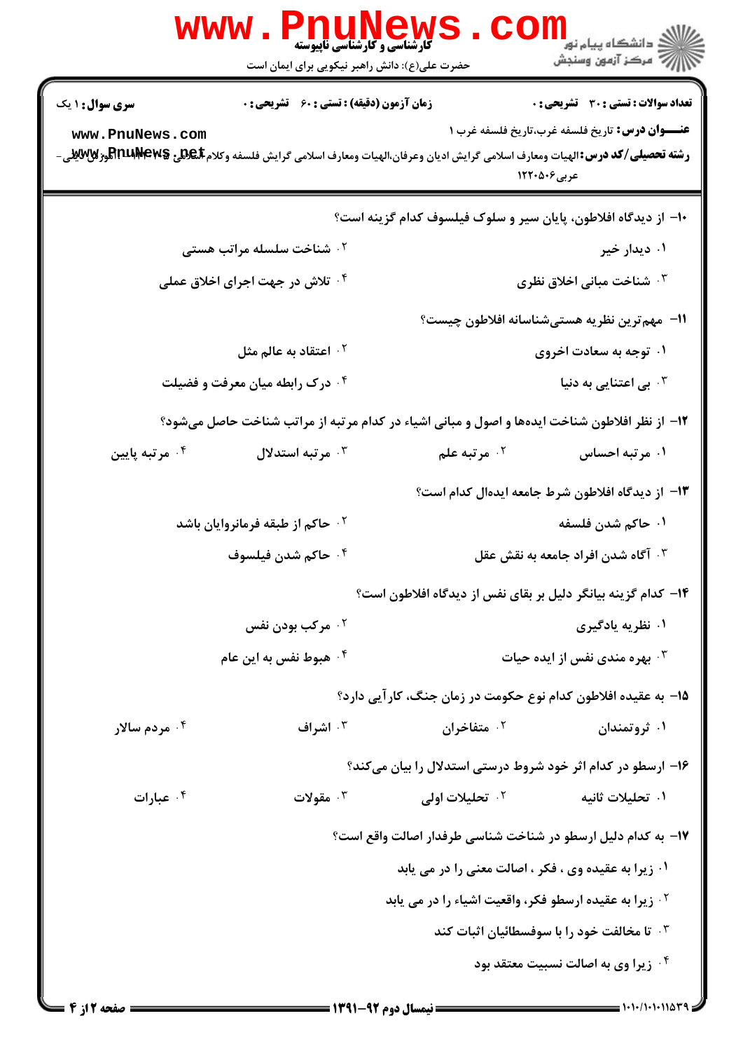**تعداد سوالات : تستی : ۳۰ تشریحی : ۰** | **زمان آزمون (دقیقه) : تستی : ۶۰ تشریحی : ۰** | **سری سوال : ۱ یک**

**عنـــوان درس:** تاریخ فلسفه غرب،تاریخ فلسفه غرب ۱

**رشته تحصیلی/کد درس:** الهیات ومعارف اسلامی گرایش ادیان وعرفان،الهیات ومعارف اسلامی گرایش فلسفه وکلام اسلامی ۱۲۲۰۴۱۲ - ، الهیات ومعارف اسلامی - عربی ۱۲۲۰۵۰۶

۱۰- از دیدگاه افلاطون، پایان سیر و سلوک فیلسوف کدام گزینه است؟

۱. دیدار خیر
۲. شناخت سلسله مراتب هستی
۳. شناخت مبانی اخلاق نظری
۴. تلاش در جهت اجرای اخلاق عملی

۱۱- مهم‌ترین نظریه هستی‌شناسانه افلاطون چیست؟

۱. توجه به سعادت اخروی
۲. اعتقاد به عالم مثل
۳. بی اعتنایی به دنیا
۴. درک رابطه میان معرفت و فضیلت

۱۲- از نظر افلاطون شناخت ایده‌ها و اصول و مبانی اشیاء در کدام مرتبه از مراتب شناخت حاصل می‌شود؟

۱. مرتبه احساس
۲. مرتبه علم
۳. مرتبه استدلال
۴. مرتبه پایین

۱۳- از دیدگاه افلاطون شرط جامعه ایده‌آل کدام است؟

۱. حاکم شدن فلسفه
۲. حاکم از طبقه فرمانروایان باشد
۳. آگاه شدن افراد جامعه به نقش عقل
۴. حاکم شدن فیلسوف

۱۴- کدام گزینه بیانگر دلیل بر بقای نفس از دیدگاه افلاطون است؟

۱. نظریه یادگیری
۲. مرکب بودن نفس
۳. بهره مندی نفس از ایده حیات
۴. هبوط نفس به این عام

۱۵- به عقیده افلاطون کدام نوع حکومت در زمان جنگ، کارآیی دارد؟

۱. ثروتمندان
۲. متفاخران
۳. اشراف
۴. مردم سالار

۱۶- ارسطو در کدام اثر خود شروط درستی استدلال را بیان می‌کند؟

۱. تحلیلات ثانیه
۲. تحلیلات اولی
۳. مقولات
۴. عبارات

۱۷- به کدام دلیل ارسطو در شناخت شناسی طرفدار اصالت واقع است؟

۱. زیرا به عقیده وی ، فکر ، اصالت معنی را در می یابد
۲. زیرا به عقیده ارسطو فکر، واقعیت اشیاء را در می یابد
۳. تا مخالفت خود را با سوفسطائیان اثبات کند
۴. زیرا وی به اصالت نسبیت معتقد بود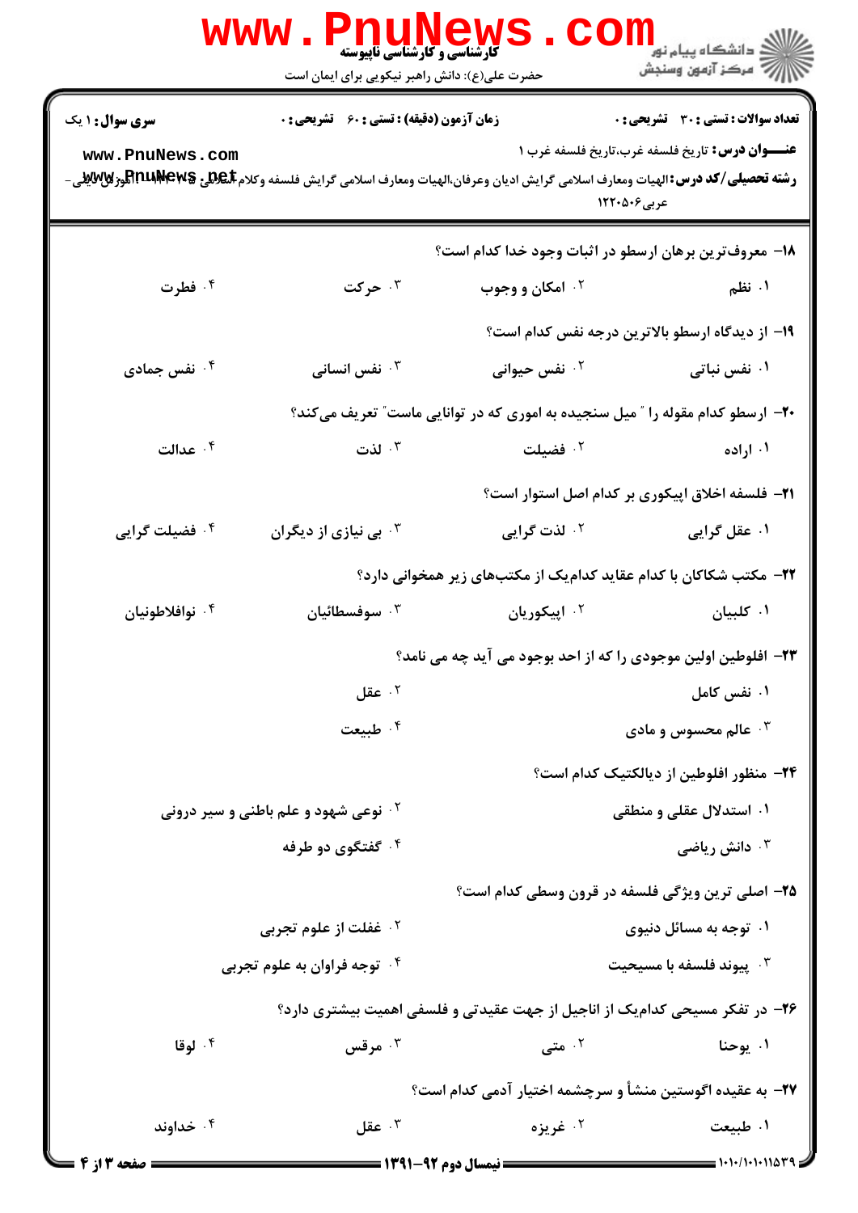۱۸- معروف‌ترین برهان ارسطو در اثبات وجود خدا کدام است؟

۱. نظم
۲. امکان و وجوب
۳. حرکت
۴. فطرت

۱۹- از دیدگاه ارسطو بالاترین درجه نفس کدام است؟

۱. نفس نباتی
۲. نفس حیوانی
۳. نفس انسانی
۴. نفس جمادی

۲۰- ارسطو کدام مقوله را " میل سنجیده به اموری که در توانایی ماست" تعریف می‌کند؟

۱. اراده
۲. فضیلت
۳. لذت
۴. عدالت

۲۱- فلسفه اخلاق اپیکوری بر کدام اصل استوار است؟

۱. عقل گرایی
۲. لذت گرایی
۳. بی نیازی از دیگران
۴. فضیلت گرایی

۲۲- مکتب شکاکان با کدام عقاید کدام‌یک از مکتب‌های زیر همخوانی دارد؟

۱. کلبیان
۲. اپیکوریان
۳. سوفسطائیان
۴. نوافلاطونیان

۲۳- افلوطین اولین موجودی را که از احد بوجود می آید چه می نامد؟

۱. نفس کامل
۲. عقل
۳. عالم محسوس و مادی
۴. طبیعت

۲۴- منظور افلوطین از دیالکتیک کدام است؟

۱. استدلال عقلی و منطقی
۲. نوعی شهود و علم باطنی و سیر درونی
۳. دانش ریاضی
۴. گفتگوی دو طرفه

۲۵- اصلی ترین ویژگی فلسفه در قرون وسطی کدام است؟

۱. توجه به مسائل دنیوی
۲. غفلت از علوم تجربی
۳. پیوند فلسفه با مسیحیت
۴. توجه فراوان به علوم تجربی

۲۶- در تفکر مسیحی کدام‌یک از اناجیل از جهت عقیدتی و فلسفی اهمیت بیشتری دارد؟

۱. یوحنا
۲. متی
۳. مرقس
۴. لوقا

۲۷- به عقیده اگوستین منشأ و سرچشمه اختیار آدمی کدام است؟

۱. طبیعت
۲. غریزه
۳. عقل
۴. خداوند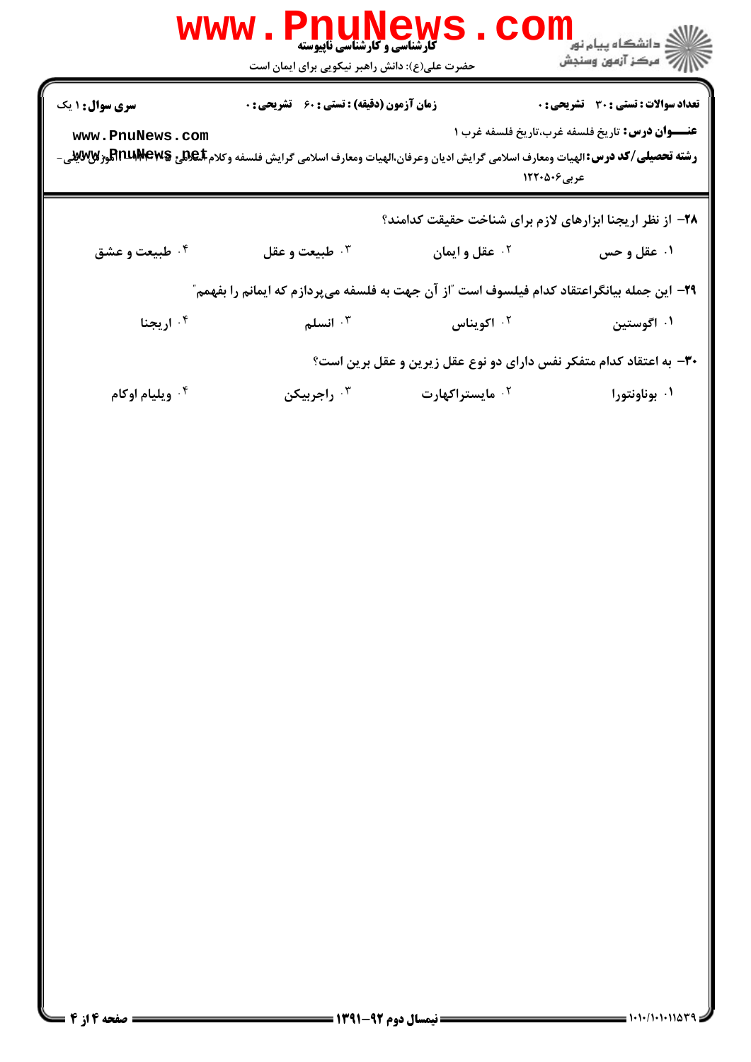**سری سوال:** ۱ یک

**زمان آزمون (دقیقه) : تستی :** ۶۰ **تشریحی :** ۰

**تعداد سوالات : تستی :** ۳۰ **تشریحی :** ۰

**عنـــوان درس:** تاریخ فلسفه غرب،تاریخ فلسفه غرب ۱

**رشته تحصیلی/کد درس:** الهیات ومعارف اسلامی گرایش ادیان وعرفان،الهیات ومعارف اسلامی گرایش فلسفه وکلام اسلامی ۱۲۲۰۳۰۳ - ، آموزش زبان عربی ۱۲۲۰۵۰۶

۲۸- از نظر اریجنا ابزارهای لازم برای شناخت حقیقت کدامند؟

۱. عقل و حس

۲. عقل و ایمان

۳. طبیعت و عقل

۴. طبیعت و عشق

۲۹- این جمله بیانگراعتقاد کدام فیلسوف است "از آن جهت به فلسفه می‌پردازم که ایمانم را بفهمم"

۱. اگوستین

۲. اکویناس

۳. انسلم

۴. اریجنا

۳۰- به اعتقاد کدام متفکر نفس دارای دو نوع عقل زیرین و عقل برین است؟

۱. بوناونتورا

۲. مایستراکهارت

۳. راجربیکن

۴. ویلیام اوکام